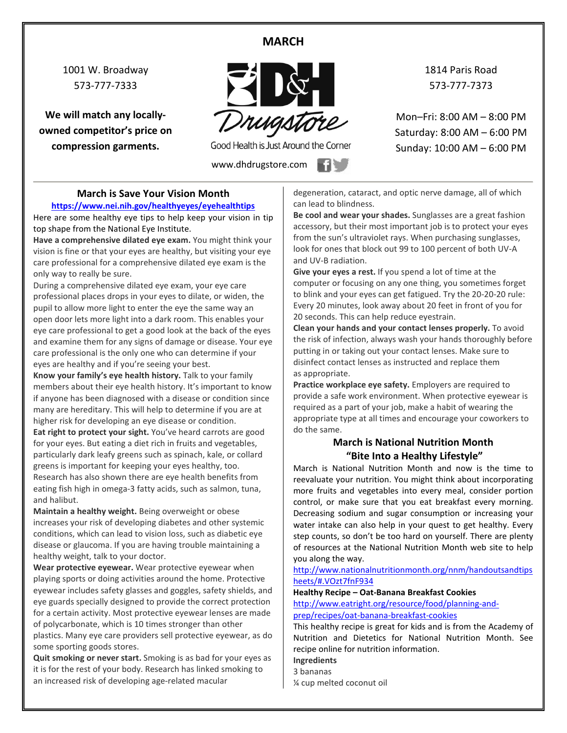# MARCH

1001 W. Broadway
573-777-7333

**We will match any locally-owned competitor's price on compression garments.**

D&H Drugstore
Good Health is Just Around the Corner
www.dhdrugstore.com

1814 Paris Road
573-777-7373

Mon–Fri: 8:00 AM – 8:00 PM
Saturday: 8:00 AM – 6:00 PM
Sunday: 10:00 AM – 6:00 PM

## March is Save Your Vision Month

**https://www.nei.nih.gov/healthyeyes/eyehealthtips**

Here are some healthy eye tips to help keep your vision in tip top shape from the National Eye Institute.

**Have a comprehensive dilated eye exam.** You might think your vision is fine or that your eyes are healthy, but visiting your eye care professional for a comprehensive dilated eye exam is the only way to really be sure.

During a comprehensive dilated eye exam, your eye care professional places drops in your eyes to dilate, or widen, the pupil to allow more light to enter the eye the same way an open door lets more light into a dark room. This enables your eye care professional to get a good look at the back of the eyes and examine them for any signs of damage or disease. Your eye care professional is the only one who can determine if your eyes are healthy and if you're seeing your best.

**Know your family's eye health history.** Talk to your family members about their eye health history. It's important to know if anyone has been diagnosed with a disease or condition since many are hereditary. This will help to determine if you are at higher risk for developing an eye disease or condition.

**Eat right to protect your sight.** You've heard carrots are good for your eyes. But eating a diet rich in fruits and vegetables, particularly dark leafy greens such as spinach, kale, or collard greens is important for keeping your eyes healthy, too. Research has also shown there are eye health benefits from eating fish high in omega-3 fatty acids, such as salmon, tuna, and halibut.

**Maintain a healthy weight.** Being overweight or obese increases your risk of developing diabetes and other systemic conditions, which can lead to vision loss, such as diabetic eye disease or glaucoma. If you are having trouble maintaining a healthy weight, talk to your doctor.

**Wear protective eyewear.** Wear protective eyewear when playing sports or doing activities around the home. Protective eyewear includes safety glasses and goggles, safety shields, and eye guards specially designed to provide the correct protection for a certain activity. Most protective eyewear lenses are made of polycarbonate, which is 10 times stronger than other plastics. Many eye care providers sell protective eyewear, as do some sporting goods stores.

**Quit smoking or never start.** Smoking is as bad for your eyes as it is for the rest of your body. Research has linked smoking to an increased risk of developing age-related macular degeneration, cataract, and optic nerve damage, all of which can lead to blindness.

**Be cool and wear your shades.** Sunglasses are a great fashion accessory, but their most important job is to protect your eyes from the sun's ultraviolet rays. When purchasing sunglasses, look for ones that block out 99 to 100 percent of both UV-A and UV-B radiation.

**Give your eyes a rest.** If you spend a lot of time at the computer or focusing on any one thing, you sometimes forget to blink and your eyes can get fatigued. Try the 20-20-20 rule: Every 20 minutes, look away about 20 feet in front of you for 20 seconds. This can help reduce eyestrain.

**Clean your hands and your contact lenses properly.** To avoid the risk of infection, always wash your hands thoroughly before putting in or taking out your contact lenses. Make sure to disinfect contact lenses as instructed and replace them as appropriate.

**Practice workplace eye safety.** Employers are required to provide a safe work environment. When protective eyewear is required as a part of your job, make a habit of wearing the appropriate type at all times and encourage your coworkers to do the same.

## March is National Nutrition Month
## "Bite Into a Healthy Lifestyle"

March is National Nutrition Month and now is the time to reevaluate your nutrition. You might think about incorporating more fruits and vegetables into every meal, consider portion control, or make sure that you eat breakfast every morning. Decreasing sodium and sugar consumption or increasing your water intake can also help in your quest to get healthy. Every step counts, so don't be too hard on yourself. There are plenty of resources at the National Nutrition Month web site to help you along the way.

http://www.nationalnutritionmonth.org/nnm/handoutsandtipsheets/#.VOzt7fnF934

**Healthy Recipe – Oat-Banana Breakfast Cookies**

http://www.eatright.org/resource/food/planning-and-prep/recipes/oat-banana-breakfast-cookies

This healthy recipe is great for kids and is from the Academy of Nutrition and Dietetics for National Nutrition Month. See recipe online for nutrition information.

**Ingredients**

3 bananas
¼ cup melted coconut oil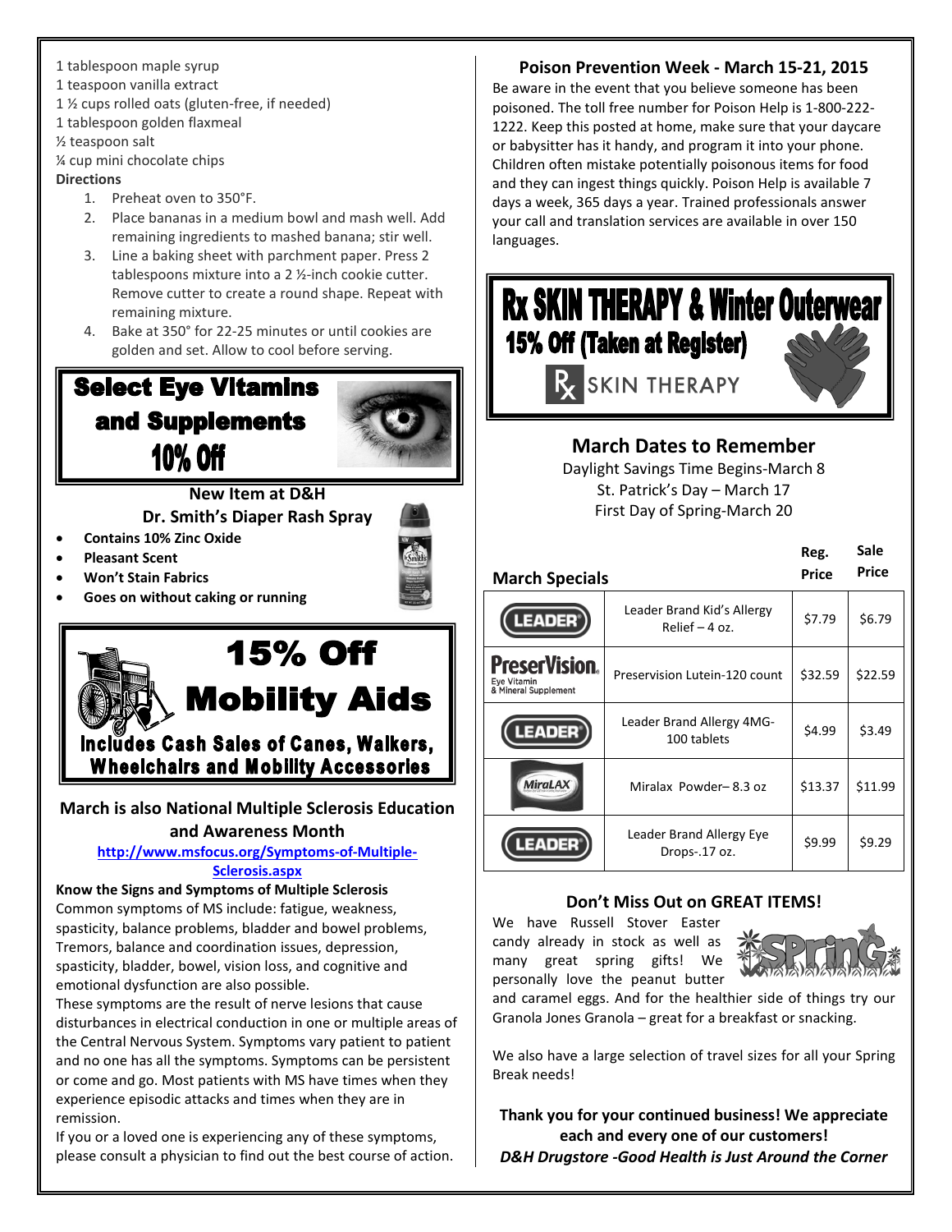1 tablespoon maple syrup
1 teaspoon vanilla extract
1 ½ cups rolled oats (gluten-free, if needed)
1 tablespoon golden flaxmeal
½ teaspoon salt
¼ cup mini chocolate chips

**Directions**

1. Preheat oven to 350°F.
2. Place bananas in a medium bowl and mash well. Add remaining ingredients to mashed banana; stir well.
3. Line a baking sheet with parchment paper. Press 2 tablespoons mixture into a 2 ½-inch cookie cutter. Remove cutter to create a round shape. Repeat with remaining mixture.
4. Bake at 350° for 22-25 minutes or until cookies are golden and set. Allow to cool before serving.

**Select Eye Vitamins and Supplements 10% Off**

**New Item at D&H**
**Dr. Smith's Diaper Rash Spray**

- **Contains 10% Zinc Oxide**
- **Pleasant Scent**
- **Won't Stain Fabrics**
- **Goes on without caking or running**

**15% Off Mobility Aids**
**Includes Cash Sales of Canes, Walkers, Wheelchairs and Mobility Accessories**

## March is also National Multiple Sclerosis Education and Awareness Month

http://www.msfocus.org/Symptoms-of-Multiple-Sclerosis.aspx

**Know the Signs and Symptoms of Multiple Sclerosis**
Common symptoms of MS include: fatigue, weakness, spasticity, balance problems, bladder and bowel problems, Tremors, balance and coordination issues, depression, spasticity, bladder, bowel, vision loss, and cognitive and emotional dysfunction are also possible.
These symptoms are the result of nerve lesions that cause disturbances in electrical conduction in one or multiple areas of the Central Nervous System. Symptoms vary patient to patient and no one has all the symptoms. Symptoms can be persistent or come and go. Most patients with MS have times when they experience episodic attacks and times when they are in remission.
If you or a loved one is experiencing any of these symptoms, please consult a physician to find out the best course of action.

## Poison Prevention Week - March 15-21, 2015

Be aware in the event that you believe someone has been poisoned. The toll free number for Poison Help is 1-800-222-1222. Keep this posted at home, make sure that your daycare or babysitter has it handy, and program it into your phone. Children often mistake potentially poisonous items for food and they can ingest things quickly. Poison Help is available 7 days a week, 365 days a year. Trained professionals answer your call and translation services are available in over 150 languages.

**Rx SKIN THERAPY & Winter Outerwear**
**15% Off (Taken at Register)**
Rx SKIN THERAPY

## March Dates to Remember

Daylight Savings Time Begins-March 8
St. Patrick's Day – March 17
First Day of Spring-March 20

**March Specials**

| | | Reg. Price | Sale Price |
|---|---|---|---|
| LEADER | Leader Brand Kid's Allergy Relief – 4 oz. | $7.79 | $6.79 |
| PreserVision Eye Vitamin & Mineral Supplement | Preservision Lutein-120 count | $32.59 | $22.59 |
| LEADER | Leader Brand Allergy 4MG-100 tablets | $4.99 | $3.49 |
| MiraLAX | Miralax Powder– 8.3 oz | $13.37 | $11.99 |
| LEADER | Leader Brand Allergy Eye Drops-.17 oz. | $9.99 | $9.29 |

## Don't Miss Out on GREAT ITEMS!

We have Russell Stover Easter candy already in stock as well as many great spring gifts! We personally love the peanut butter and caramel eggs. And for the healthier side of things try our Granola Jones Granola – great for a breakfast or snacking.

We also have a large selection of travel sizes for all your Spring Break needs!

**Thank you for your continued business! We appreciate each and every one of our customers!**
***D&H Drugstore -Good Health is Just Around the Corner***